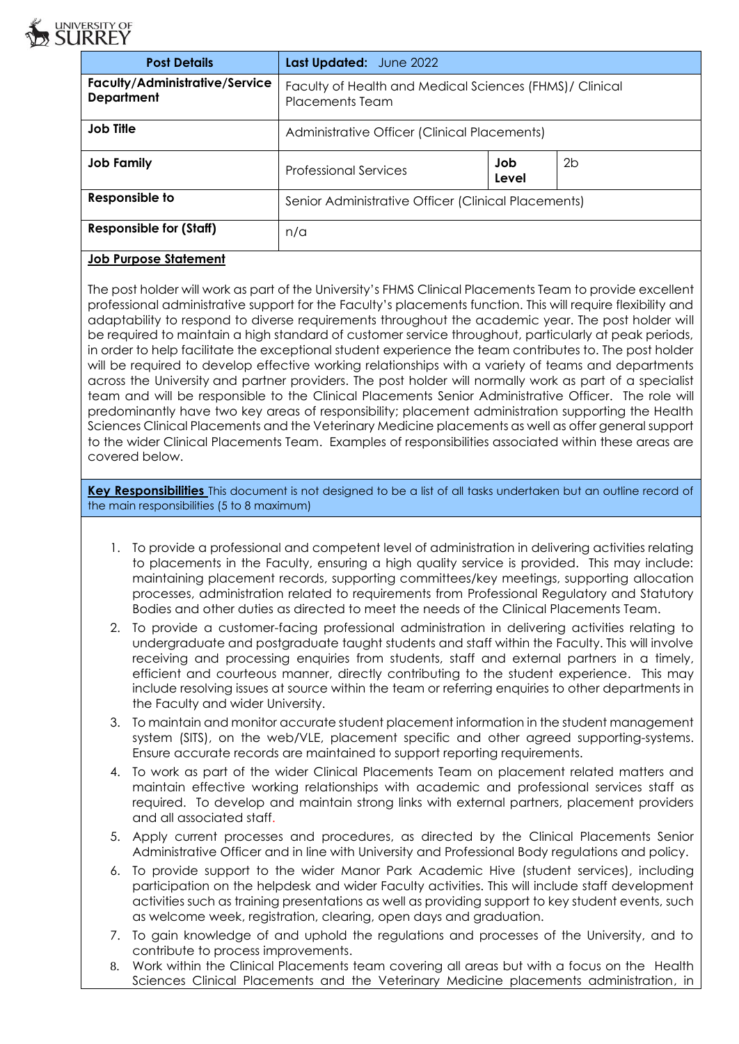| Post Details | Last Updated: June 2022 | | |
|---|---|---|---|
| **Faculty/Administrative/Service Department** | Faculty of Health and Medical Sciences (FHMS)/ Clinical Placements Team | | |
| **Job Title** | Administrative Officer (Clinical Placements) | | |
| **Job Family** | Professional Services | **Job Level** | 2b |
| **Responsible to** | Senior Administrative Officer (Clinical Placements) | | |
| **Responsible for (Staff)** | n/a | | |

**Job Purpose Statement**

The post holder will work as part of the University's FHMS Clinical Placements Team to provide excellent professional administrative support for the Faculty's placements function. This will require flexibility and adaptability to respond to diverse requirements throughout the academic year. The post holder will be required to maintain a high standard of customer service throughout, particularly at peak periods, in order to help facilitate the exceptional student experience the team contributes to. The post holder will be required to develop effective working relationships with a variety of teams and departments across the University and partner providers. The post holder will normally work as part of a specialist team and will be responsible to the Clinical Placements Senior Administrative Officer. The role will predominantly have two key areas of responsibility; placement administration supporting the Health Sciences Clinical Placements and the Veterinary Medicine placements as well as offer general support to the wider Clinical Placements Team. Examples of responsibilities associated within these areas are covered below.

**Key Responsibilities** This document is not designed to be a list of all tasks undertaken but an outline record of the main responsibilities (5 to 8 maximum)

1. To provide a professional and competent level of administration in delivering activities relating to placements in the Faculty, ensuring a high quality service is provided. This may include: maintaining placement records, supporting committees/key meetings, supporting allocation processes, administration related to requirements from Professional Regulatory and Statutory Bodies and other duties as directed to meet the needs of the Clinical Placements Team.
2. To provide a customer-facing professional administration in delivering activities relating to undergraduate and postgraduate taught students and staff within the Faculty. This will involve receiving and processing enquiries from students, staff and external partners in a timely, efficient and courteous manner, directly contributing to the student experience. This may include resolving issues at source within the team or referring enquiries to other departments in the Faculty and wider University.
3. To maintain and monitor accurate student placement information in the student management system (SITS), on the web/VLE, placement specific and other agreed supporting-systems. Ensure accurate records are maintained to support reporting requirements.
4. To work as part of the wider Clinical Placements Team on placement related matters and maintain effective working relationships with academic and professional services staff as required. To develop and maintain strong links with external partners, placement providers and all associated staff.
5. Apply current processes and procedures, as directed by the Clinical Placements Senior Administrative Officer and in line with University and Professional Body regulations and policy.
6. To provide support to the wider Manor Park Academic Hive (student services), including participation on the helpdesk and wider Faculty activities. This will include staff development activities such as training presentations as well as providing support to key student events, such as welcome week, registration, clearing, open days and graduation.
7. To gain knowledge of and uphold the regulations and processes of the University, and to contribute to process improvements.
8. Work within the Clinical Placements team covering all areas but with a focus on the Health Sciences Clinical Placements and the Veterinary Medicine placements administration, in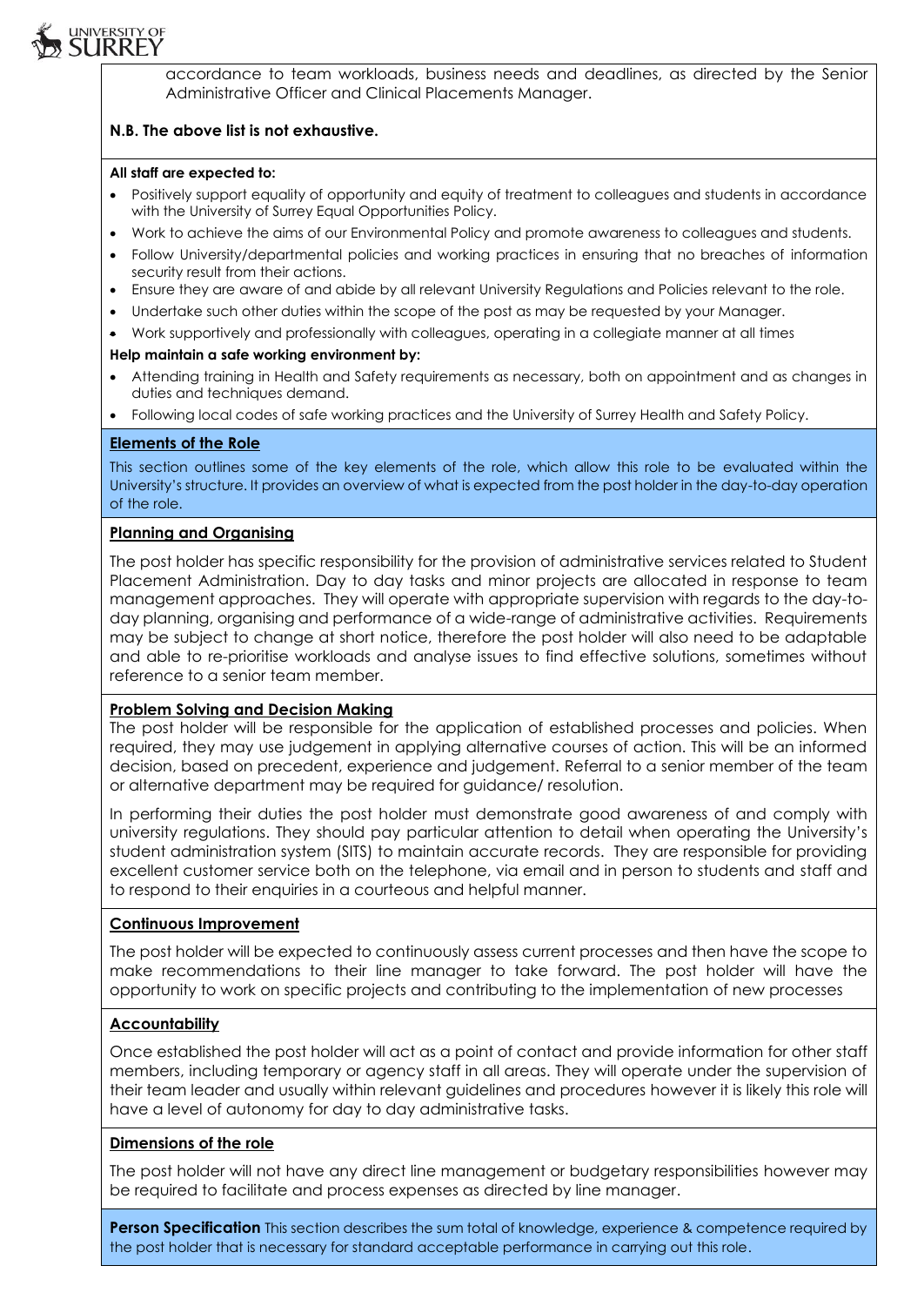accordance to team workloads, business needs and deadlines, as directed by the Senior Administrative Officer and Clinical Placements Manager.

**N.B. The above list is not exhaustive.**

**All staff are expected to:**

- Positively support equality of opportunity and equity of treatment to colleagues and students in accordance with the University of Surrey Equal Opportunities Policy.
- Work to achieve the aims of our Environmental Policy and promote awareness to colleagues and students.
- Follow University/departmental policies and working practices in ensuring that no breaches of information security result from their actions.
- Ensure they are aware of and abide by all relevant University Regulations and Policies relevant to the role.
- Undertake such other duties within the scope of the post as may be requested by your Manager.
- Work supportively and professionally with colleagues, operating in a collegiate manner at all times

**Help maintain a safe working environment by:**

- Attending training in Health and Safety requirements as necessary, both on appointment and as changes in duties and techniques demand.
- Following local codes of safe working practices and the University of Surrey Health and Safety Policy.

## Elements of the Role

This section outlines some of the key elements of the role, which allow this role to be evaluated within the University's structure. It provides an overview of what is expected from the post holder in the day-to-day operation of the role.

### Planning and Organising

The post holder has specific responsibility for the provision of administrative services related to Student Placement Administration. Day to day tasks and minor projects are allocated in response to team management approaches. They will operate with appropriate supervision with regards to the day-to-day planning, organising and performance of a wide-range of administrative activities. Requirements may be subject to change at short notice, therefore the post holder will also need to be adaptable and able to re-prioritise workloads and analyse issues to find effective solutions, sometimes without reference to a senior team member.

### Problem Solving and Decision Making

The post holder will be responsible for the application of established processes and policies. When required, they may use judgement in applying alternative courses of action. This will be an informed decision, based on precedent, experience and judgement. Referral to a senior member of the team or alternative department may be required for guidance/ resolution.

In performing their duties the post holder must demonstrate good awareness of and comply with university regulations. They should pay particular attention to detail when operating the University's student administration system (SITS) to maintain accurate records. They are responsible for providing excellent customer service both on the telephone, via email and in person to students and staff and to respond to their enquiries in a courteous and helpful manner.

### Continuous Improvement

The post holder will be expected to continuously assess current processes and then have the scope to make recommendations to their line manager to take forward. The post holder will have the opportunity to work on specific projects and contributing to the implementation of new processes

### Accountability

Once established the post holder will act as a point of contact and provide information for other staff members, including temporary or agency staff in all areas. They will operate under the supervision of their team leader and usually within relevant guidelines and procedures however it is likely this role will have a level of autonomy for day to day administrative tasks.

### Dimensions of the role

The post holder will not have any direct line management or budgetary responsibilities however may be required to facilitate and process expenses as directed by line manager.

**Person Specification** This section describes the sum total of knowledge, experience & competence required by the post holder that is necessary for standard acceptable performance in carrying out this role.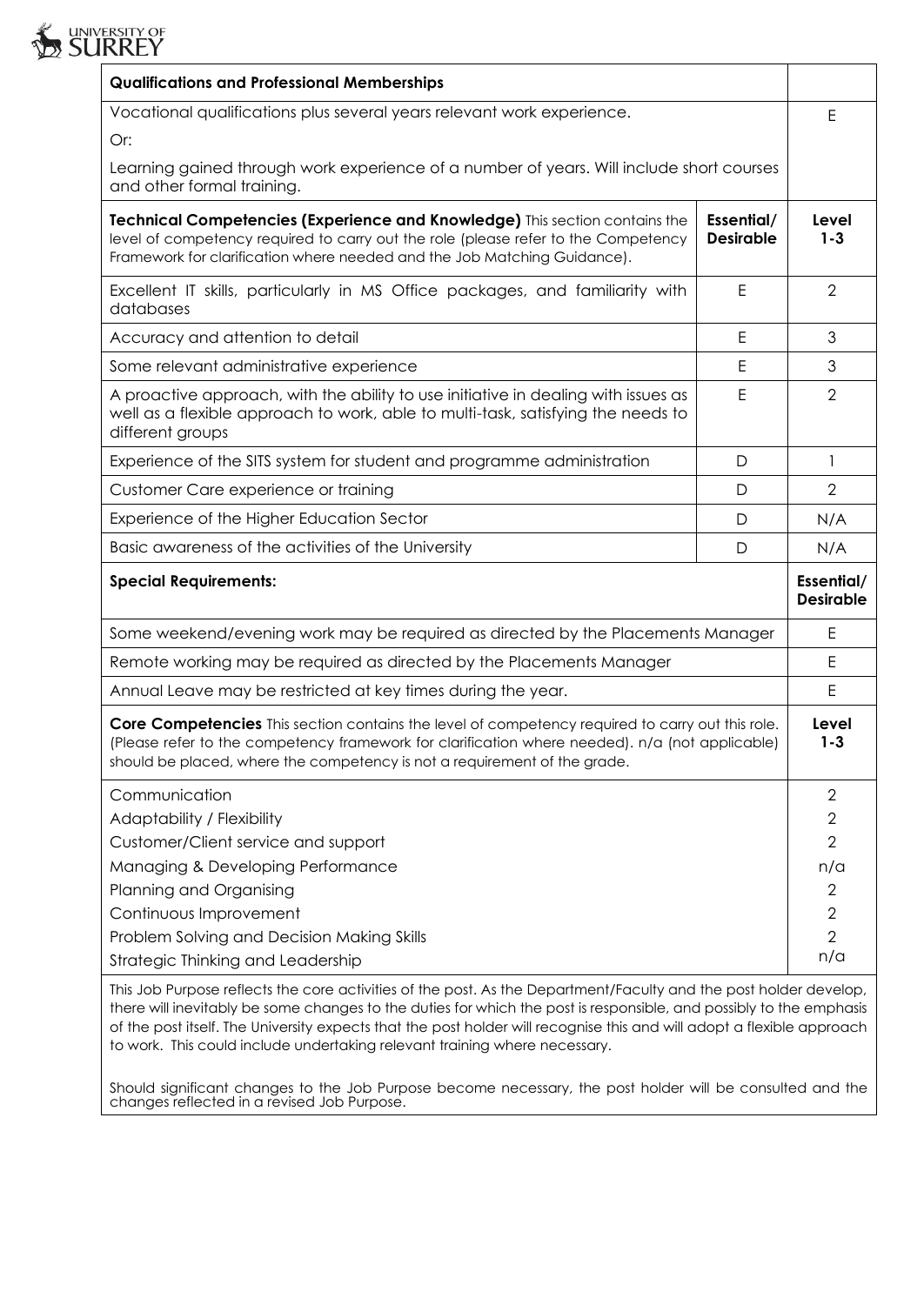| Qualifications and Professional Memberships | | |
|---|---|---|
| Vocational qualifications plus several years relevant work experience.<br><br>Or:<br><br>Learning gained through work experience of a number of years. Will include short courses and other formal training. | | E |
| **Technical Competencies (Experience and Knowledge)** This section contains the level of competency required to carry out the role (please refer to the Competency Framework for clarification where needed and the Job Matching Guidance). | **Essential/ Desirable** | **Level 1-3** |
| Excellent IT skills, particularly in MS Office packages, and familiarity with databases | E | 2 |
| Accuracy and attention to detail | E | 3 |
| Some relevant administrative experience | E | 3 |
| A proactive approach, with the ability to use initiative in dealing with issues as well as a flexible approach to work, able to multi-task, satisfying the needs to different groups | E | 2 |
| Experience of the SITS system for student and programme administration | D | 1 |
| Customer Care experience or training | D | 2 |
| Experience of the Higher Education Sector | D | N/A |
| Basic awareness of the activities of the University | D | N/A |

| Special Requirements: | Essential/ Desirable |
|---|---|
| Some weekend/evening work may be required as directed by the Placements Manager | E |
| Remote working may be required as directed by the Placements Manager | E |
| Annual Leave may be restricted at key times during the year. | E |

| **Core Competencies** This section contains the level of competency required to carry out this role. (Please refer to the competency framework for clarification where needed). n/a (not applicable) should be placed, where the competency is not a requirement of the grade. | **Level 1-3** |
|---|---|
| Communication | 2 |
| Adaptability / Flexibility | 2 |
| Customer/Client service and support | 2 |
| Managing & Developing Performance | n/a |
| Planning and Organising | 2 |
| Continuous Improvement | 2 |
| Problem Solving and Decision Making Skills | 2 |
| Strategic Thinking and Leadership | n/a |

This Job Purpose reflects the core activities of the post. As the Department/Faculty and the post holder develop, there will inevitably be some changes to the duties for which the post is responsible, and possibly to the emphasis of the post itself. The University expects that the post holder will recognise this and will adopt a flexible approach to work. This could include undertaking relevant training where necessary.

Should significant changes to the Job Purpose become necessary, the post holder will be consulted and the changes reflected in a revised Job Purpose.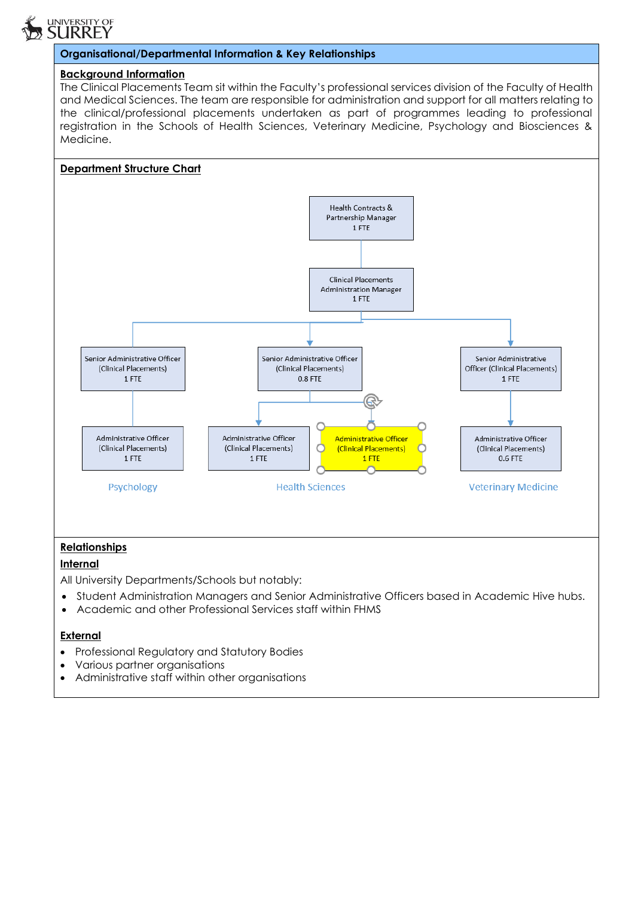## Organisational/Departmental Information & Key Relationships

### Background Information

The Clinical Placements Team sit within the Faculty's professional services division of the Faculty of Health and Medical Sciences. The team are responsible for administration and support for all matters relating to the clinical/professional placements undertaken as part of programmes leading to professional registration in the Schools of Health Sciences, Veterinary Medicine, Psychology and Biosciences & Medicine.

### Department Structure Chart

Health Contracts & Partnership Manager
1 FTE

Clinical Placements Administration Manager
1 FTE

Senior Administrative Officer (Clinical Placements)
1 FTE

Senior Administrative Officer (Clinical Placements)
0.8 FTE

Senior Administrative Officer (Clinical Placements)
1 FTE

Administrative Officer (Clinical Placements)
1 FTE

Administrative Officer (Clinical Placements)
1 FTE

Administrative Officer (Clinical Placements)
1 FTE

Administrative Officer (Clinical Placements)
0.6 FTE

Psychology

Health Sciences

Veterinary Medicine

### Relationships

#### Internal

All University Departments/Schools but notably:

- Student Administration Managers and Senior Administrative Officers based in Academic Hive hubs.
- Academic and other Professional Services staff within FHMS

#### External

- Professional Regulatory and Statutory Bodies
- Various partner organisations
- Administrative staff within other organisations